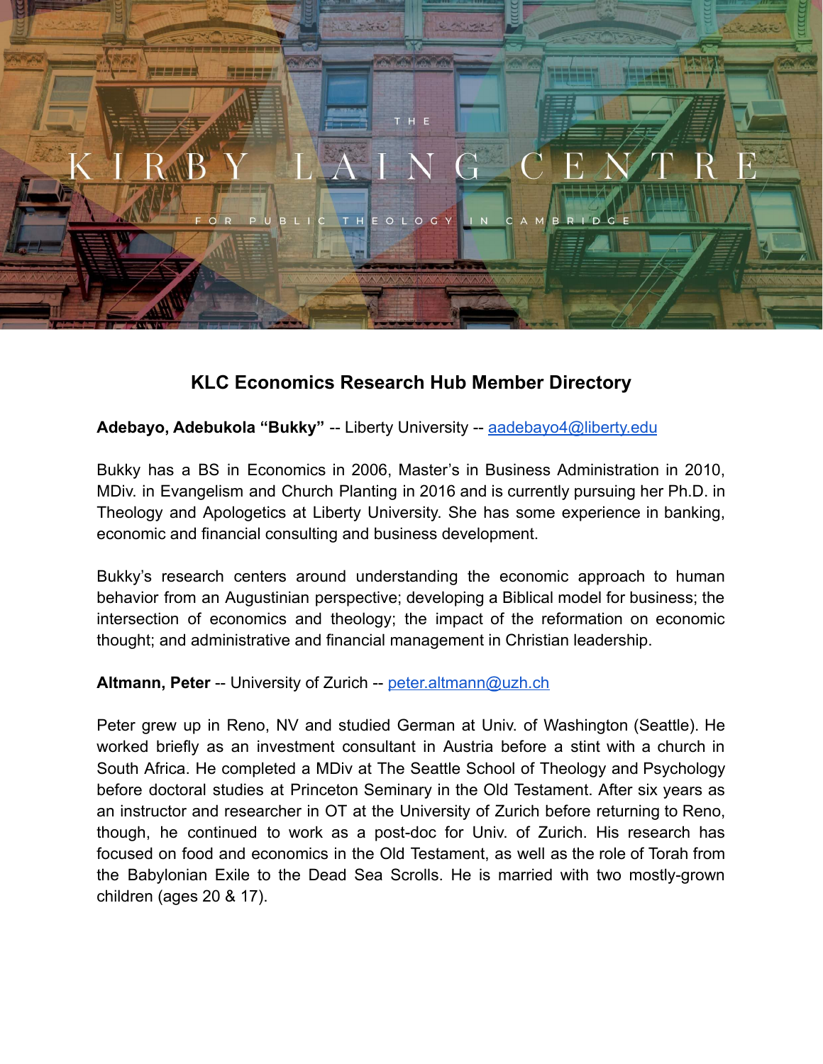THE

KIRBY LAING CENTRE

FOR PUBLIC THEOLOGY IN CAMBRIDGE

## KLC Economics Research Hub Member Directory

**Adebayo, Adebukola "Bukky"** -- Liberty University -- aadebayo4@liberty.edu

Bukky has a BS in Economics in 2006, Master's in Business Administration in 2010, MDiv. in Evangelism and Church Planting in 2016 and is currently pursuing her Ph.D. in Theology and Apologetics at Liberty University. She has some experience in banking, economic and financial consulting and business development.

Bukky's research centers around understanding the economic approach to human behavior from an Augustinian perspective; developing a Biblical model for business; the intersection of economics and theology; the impact of the reformation on economic thought; and administrative and financial management in Christian leadership.

**Altmann, Peter** -- University of Zurich -- peter.altmann@uzh.ch

Peter grew up in Reno, NV and studied German at Univ. of Washington (Seattle). He worked briefly as an investment consultant in Austria before a stint with a church in South Africa. He completed a MDiv at The Seattle School of Theology and Psychology before doctoral studies at Princeton Seminary in the Old Testament. After six years as an instructor and researcher in OT at the University of Zurich before returning to Reno, though, he continued to work as a post-doc for Univ. of Zurich. His research has focused on food and economics in the Old Testament, as well as the role of Torah from the Babylonian Exile to the Dead Sea Scrolls. He is married with two mostly-grown children (ages 20 & 17).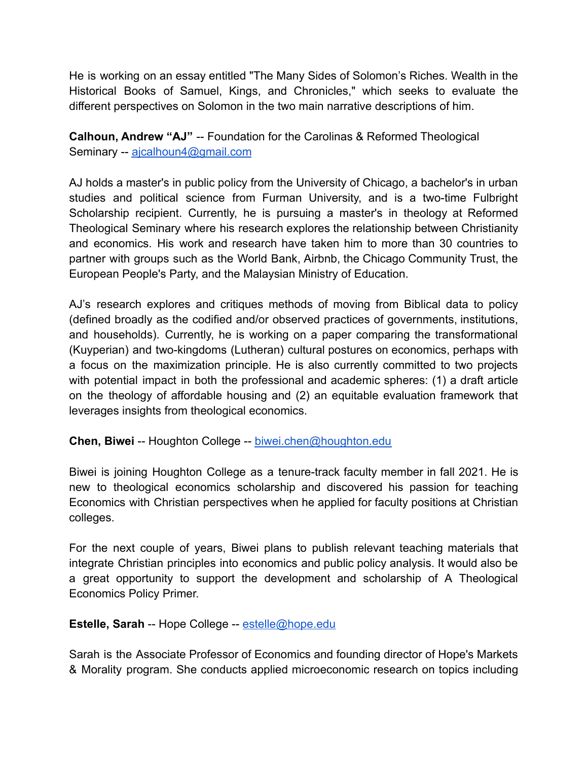He is working on an essay entitled "The Many Sides of Solomon's Riches. Wealth in the Historical Books of Samuel, Kings, and Chronicles," which seeks to evaluate the different perspectives on Solomon in the two main narrative descriptions of him.

**Calhoun, Andrew "AJ"** -- Foundation for the Carolinas & Reformed Theological Seminary -- [ajcalhoun4@gmail.com](mailto:ajcalhoun4@gmail.com)

AJ holds a master's in public policy from the University of Chicago, a bachelor's in urban studies and political science from Furman University, and is a two-time Fulbright Scholarship recipient. Currently, he is pursuing a master's in theology at Reformed Theological Seminary where his research explores the relationship between Christianity and economics. His work and research have taken him to more than 30 countries to partner with groups such as the World Bank, Airbnb, the Chicago Community Trust, the European People's Party, and the Malaysian Ministry of Education.

AJ's research explores and critiques methods of moving from Biblical data to policy (defined broadly as the codified and/or observed practices of governments, institutions, and households). Currently, he is working on a paper comparing the transformational (Kuyperian) and two-kingdoms (Lutheran) cultural postures on economics, perhaps with a focus on the maximization principle. He is also currently committed to two projects with potential impact in both the professional and academic spheres: (1) a draft article on the theology of affordable housing and (2) an equitable evaluation framework that leverages insights from theological economics.

**Chen, Biwei** -- Houghton College -- [biwei.chen@houghton.edu](mailto:biwei.chen@houghton.edu)

Biwei is joining Houghton College as a tenure-track faculty member in fall 2021. He is new to theological economics scholarship and discovered his passion for teaching Economics with Christian perspectives when he applied for faculty positions at Christian colleges.

For the next couple of years, Biwei plans to publish relevant teaching materials that integrate Christian principles into economics and public policy analysis. It would also be a great opportunity to support the development and scholarship of A Theological Economics Policy Primer.

**Estelle, Sarah** -- Hope College -- [estelle@hope.edu](mailto:estelle@hope.edu)

Sarah is the Associate Professor of Economics and founding director of Hope's Markets & Morality program. She conducts applied microeconomic research on topics including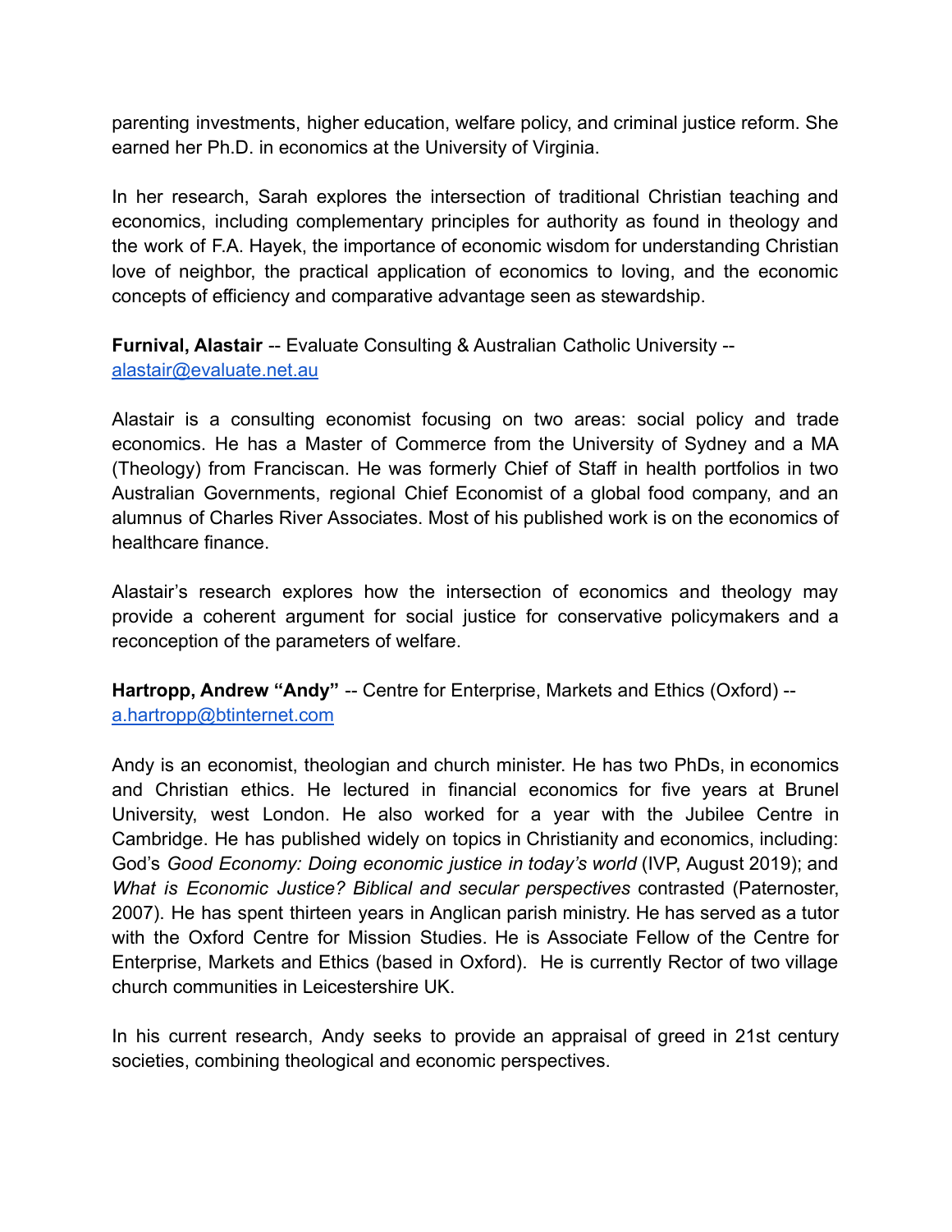parenting investments, higher education, welfare policy, and criminal justice reform. She earned her Ph.D. in economics at the University of Virginia.

In her research, Sarah explores the intersection of traditional Christian teaching and economics, including complementary principles for authority as found in theology and the work of F.A. Hayek, the importance of economic wisdom for understanding Christian love of neighbor, the practical application of economics to loving, and the economic concepts of efficiency and comparative advantage seen as stewardship.

**Furnival, Alastair** -- Evaluate Consulting & Australian Catholic University -- alastair@evaluate.net.au

Alastair is a consulting economist focusing on two areas: social policy and trade economics. He has a Master of Commerce from the University of Sydney and a MA (Theology) from Franciscan. He was formerly Chief of Staff in health portfolios in two Australian Governments, regional Chief Economist of a global food company, and an alumnus of Charles River Associates. Most of his published work is on the economics of healthcare finance.

Alastair's research explores how the intersection of economics and theology may provide a coherent argument for social justice for conservative policymakers and a reconception of the parameters of welfare.

**Hartropp, Andrew "Andy"** -- Centre for Enterprise, Markets and Ethics (Oxford) -- a.hartropp@btinternet.com

Andy is an economist, theologian and church minister. He has two PhDs, in economics and Christian ethics. He lectured in financial economics for five years at Brunel University, west London. He also worked for a year with the Jubilee Centre in Cambridge. He has published widely on topics in Christianity and economics, including: God's *Good Economy: Doing economic justice in today's world* (IVP, August 2019); and *What is Economic Justice? Biblical and secular perspectives* contrasted (Paternoster, 2007). He has spent thirteen years in Anglican parish ministry. He has served as a tutor with the Oxford Centre for Mission Studies. He is Associate Fellow of the Centre for Enterprise, Markets and Ethics (based in Oxford). He is currently Rector of two village church communities in Leicestershire UK.

In his current research, Andy seeks to provide an appraisal of greed in 21st century societies, combining theological and economic perspectives.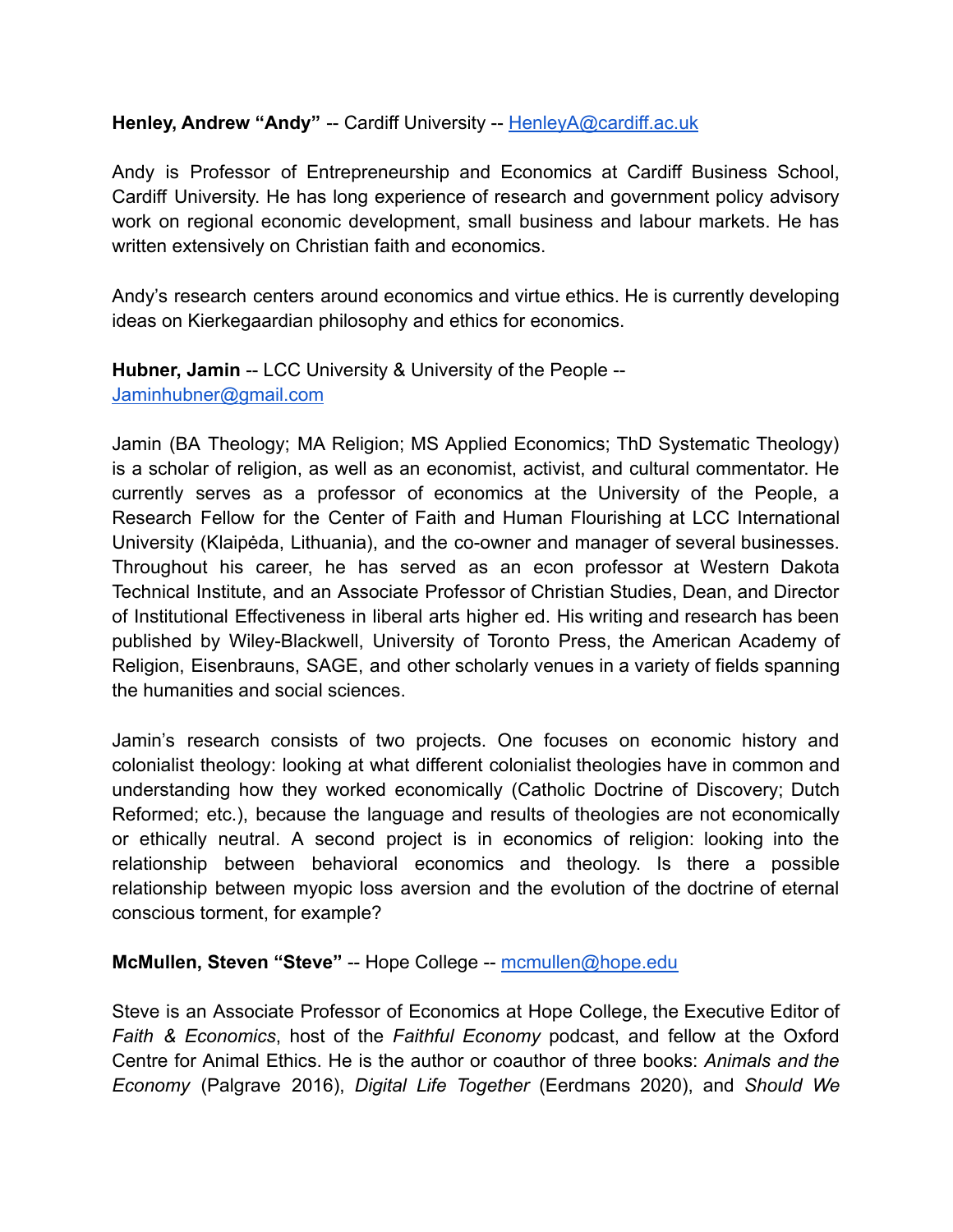**Henley, Andrew “Andy”** -- Cardiff University -- [HenleyA@cardiff.ac.uk](mailto:HenleyA@cardiff.ac.uk)

Andy is Professor of Entrepreneurship and Economics at Cardiff Business School, Cardiff University. He has long experience of research and government policy advisory work on regional economic development, small business and labour markets. He has written extensively on Christian faith and economics.

Andy’s research centers around economics and virtue ethics. He is currently developing ideas on Kierkegaardian philosophy and ethics for economics.

**Hubner, Jamin** -- LCC University & University of the People -- [Jaminhubner@gmail.com](mailto:Jaminhubner@gmail.com)

Jamin (BA Theology; MA Religion; MS Applied Economics; ThD Systematic Theology) is a scholar of religion, as well as an economist, activist, and cultural commentator. He currently serves as a professor of economics at the University of the People, a Research Fellow for the Center of Faith and Human Flourishing at LCC International University (Klaipėda, Lithuania), and the co-owner and manager of several businesses. Throughout his career, he has served as an econ professor at Western Dakota Technical Institute, and an Associate Professor of Christian Studies, Dean, and Director of Institutional Effectiveness in liberal arts higher ed. His writing and research has been published by Wiley-Blackwell, University of Toronto Press, the American Academy of Religion, Eisenbrauns, SAGE, and other scholarly venues in a variety of fields spanning the humanities and social sciences.

Jamin’s research consists of two projects. One focuses on economic history and colonialist theology: looking at what different colonialist theologies have in common and understanding how they worked economically (Catholic Doctrine of Discovery; Dutch Reformed; etc.), because the language and results of theologies are not economically or ethically neutral. A second project is in economics of religion: looking into the relationship between behavioral economics and theology. Is there a possible relationship between myopic loss aversion and the evolution of the doctrine of eternal conscious torment, for example?

**McMullen, Steven “Steve”** -- Hope College -- [mcmullen@hope.edu](mailto:mcmullen@hope.edu)

Steve is an Associate Professor of Economics at Hope College, the Executive Editor of *Faith & Economics*, host of the *Faithful Economy* podcast, and fellow at the Oxford Centre for Animal Ethics. He is the author or coauthor of three books: *Animals and the Economy* (Palgrave 2016), *Digital Life Together* (Eerdmans 2020), and *Should We*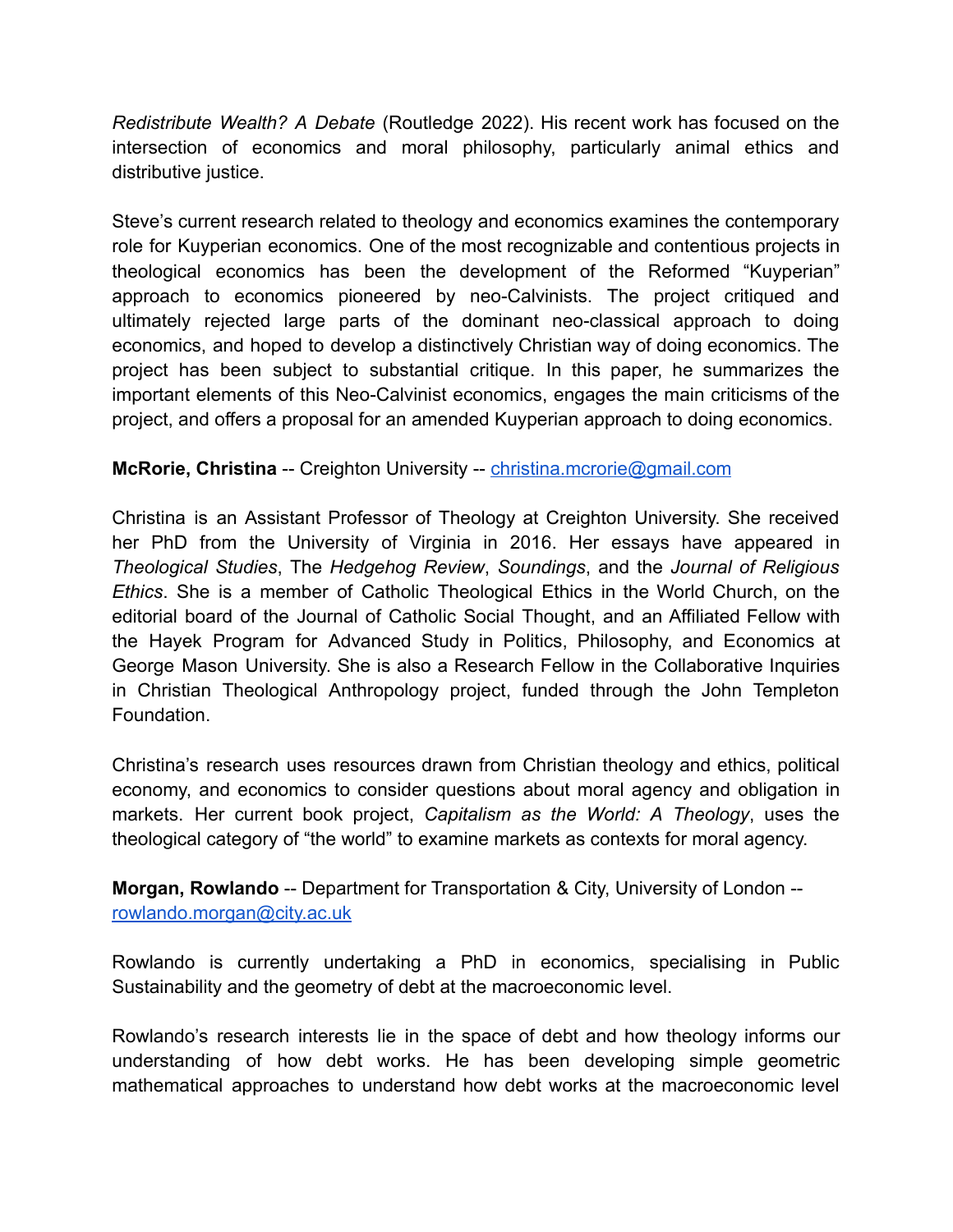*Redistribute Wealth? A Debate* (Routledge 2022). His recent work has focused on the intersection of economics and moral philosophy, particularly animal ethics and distributive justice.

Steve's current research related to theology and economics examines the contemporary role for Kuyperian economics. One of the most recognizable and contentious projects in theological economics has been the development of the Reformed "Kuyperian" approach to economics pioneered by neo-Calvinists. The project critiqued and ultimately rejected large parts of the dominant neo-classical approach to doing economics, and hoped to develop a distinctively Christian way of doing economics. The project has been subject to substantial critique. In this paper, he summarizes the important elements of this Neo-Calvinist economics, engages the main criticisms of the project, and offers a proposal for an amended Kuyperian approach to doing economics.

**McRorie, Christina** -- Creighton University -- christina.mcrorie@gmail.com

Christina is an Assistant Professor of Theology at Creighton University. She received her PhD from the University of Virginia in 2016. Her essays have appeared in *Theological Studies*, The *Hedgehog Review*, *Soundings*, and the *Journal of Religious Ethics*. She is a member of Catholic Theological Ethics in the World Church, on the editorial board of the Journal of Catholic Social Thought, and an Affiliated Fellow with the Hayek Program for Advanced Study in Politics, Philosophy, and Economics at George Mason University. She is also a Research Fellow in the Collaborative Inquiries in Christian Theological Anthropology project, funded through the John Templeton Foundation.

Christina's research uses resources drawn from Christian theology and ethics, political economy, and economics to consider questions about moral agency and obligation in markets. Her current book project, *Capitalism as the World: A Theology*, uses the theological category of "the world" to examine markets as contexts for moral agency.

**Morgan, Rowlando** -- Department for Transportation & City, University of London -- rowlando.morgan@city.ac.uk

Rowlando is currently undertaking a PhD in economics, specialising in Public Sustainability and the geometry of debt at the macroeconomic level.

Rowlando's research interests lie in the space of debt and how theology informs our understanding of how debt works. He has been developing simple geometric mathematical approaches to understand how debt works at the macroeconomic level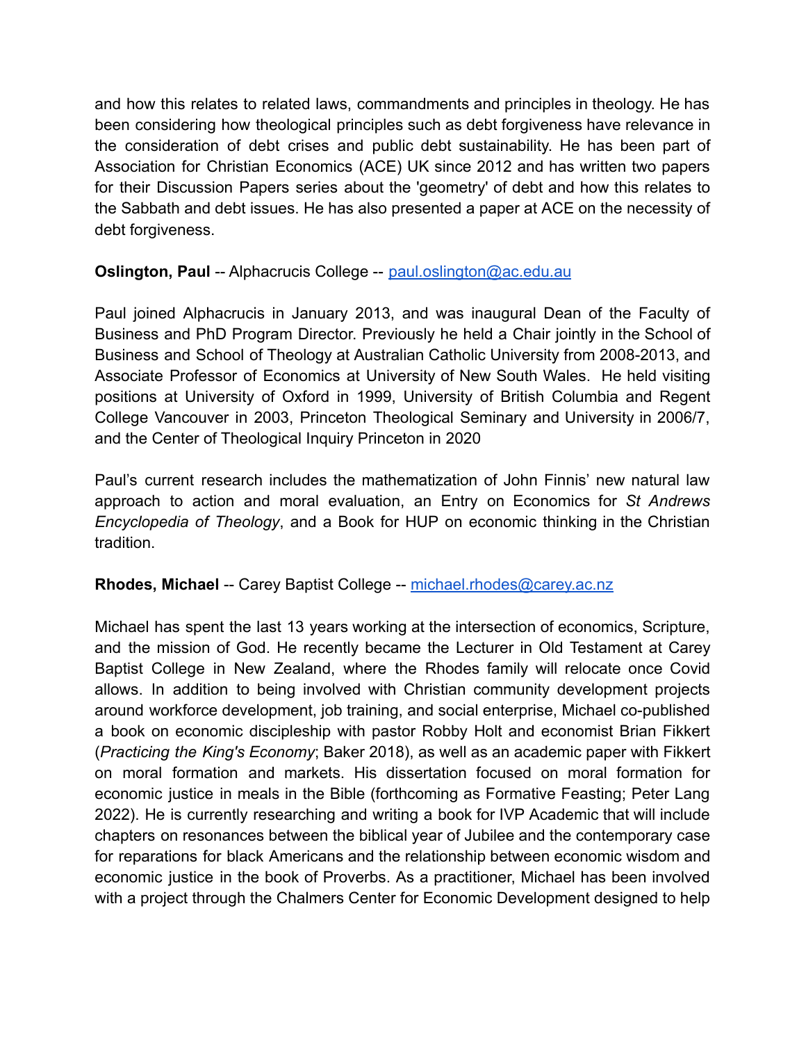and how this relates to related laws, commandments and principles in theology. He has been considering how theological principles such as debt forgiveness have relevance in the consideration of debt crises and public debt sustainability. He has been part of Association for Christian Economics (ACE) UK since 2012 and has written two papers for their Discussion Papers series about the 'geometry' of debt and how this relates to the Sabbath and debt issues. He has also presented a paper at ACE on the necessity of debt forgiveness.

**Oslington, Paul** -- Alphacrucis College -- paul.oslington@ac.edu.au

Paul joined Alphacrucis in January 2013, and was inaugural Dean of the Faculty of Business and PhD Program Director. Previously he held a Chair jointly in the School of Business and School of Theology at Australian Catholic University from 2008-2013, and Associate Professor of Economics at University of New South Wales. He held visiting positions at University of Oxford in 1999, University of British Columbia and Regent College Vancouver in 2003, Princeton Theological Seminary and University in 2006/7, and the Center of Theological Inquiry Princeton in 2020

Paul's current research includes the mathematization of John Finnis' new natural law approach to action and moral evaluation, an Entry on Economics for *St Andrews Encyclopedia of Theology*, and a Book for HUP on economic thinking in the Christian tradition.

**Rhodes, Michael** -- Carey Baptist College -- michael.rhodes@carey.ac.nz

Michael has spent the last 13 years working at the intersection of economics, Scripture, and the mission of God. He recently became the Lecturer in Old Testament at Carey Baptist College in New Zealand, where the Rhodes family will relocate once Covid allows. In addition to being involved with Christian community development projects around workforce development, job training, and social enterprise, Michael co-published a book on economic discipleship with pastor Robby Holt and economist Brian Fikkert (*Practicing the King's Economy*; Baker 2018), as well as an academic paper with Fikkert on moral formation and markets. His dissertation focused on moral formation for economic justice in meals in the Bible (forthcoming as Formative Feasting; Peter Lang 2022). He is currently researching and writing a book for IVP Academic that will include chapters on resonances between the biblical year of Jubilee and the contemporary case for reparations for black Americans and the relationship between economic wisdom and economic justice in the book of Proverbs. As a practitioner, Michael has been involved with a project through the Chalmers Center for Economic Development designed to help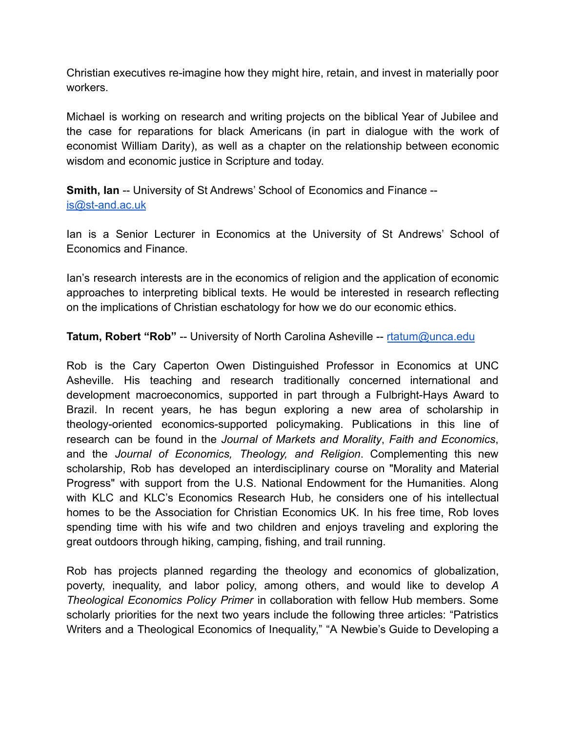Christian executives re-imagine how they might hire, retain, and invest in materially poor workers.

Michael is working on research and writing projects on the biblical Year of Jubilee and the case for reparations for black Americans (in part in dialogue with the work of economist William Darity), as well as a chapter on the relationship between economic wisdom and economic justice in Scripture and today.

**Smith, Ian** -- University of St Andrews' School of Economics and Finance -- [is@st-and.ac.uk](mailto:is@st-and.ac.uk)

Ian is a Senior Lecturer in Economics at the University of St Andrews' School of Economics and Finance.

Ian's research interests are in the economics of religion and the application of economic approaches to interpreting biblical texts. He would be interested in research reflecting on the implications of Christian eschatology for how we do our economic ethics.

**Tatum, Robert "Rob"** -- University of North Carolina Asheville -- [rtatum@unca.edu](mailto:rtatum@unca.edu)

Rob is the Cary Caperton Owen Distinguished Professor in Economics at UNC Asheville. His teaching and research traditionally concerned international and development macroeconomics, supported in part through a Fulbright-Hays Award to Brazil. In recent years, he has begun exploring a new area of scholarship in theology-oriented economics-supported policymaking. Publications in this line of research can be found in the *Journal of Markets and Morality*, *Faith and Economics*, and the *Journal of Economics, Theology, and Religion*. Complementing this new scholarship, Rob has developed an interdisciplinary course on "Morality and Material Progress" with support from the U.S. National Endowment for the Humanities. Along with KLC and KLC's Economics Research Hub, he considers one of his intellectual homes to be the Association for Christian Economics UK. In his free time, Rob loves spending time with his wife and two children and enjoys traveling and exploring the great outdoors through hiking, camping, fishing, and trail running.

Rob has projects planned regarding the theology and economics of globalization, poverty, inequality, and labor policy, among others, and would like to develop *A Theological Economics Policy Primer* in collaboration with fellow Hub members. Some scholarly priorities for the next two years include the following three articles: "Patristics Writers and a Theological Economics of Inequality," "A Newbie's Guide to Developing a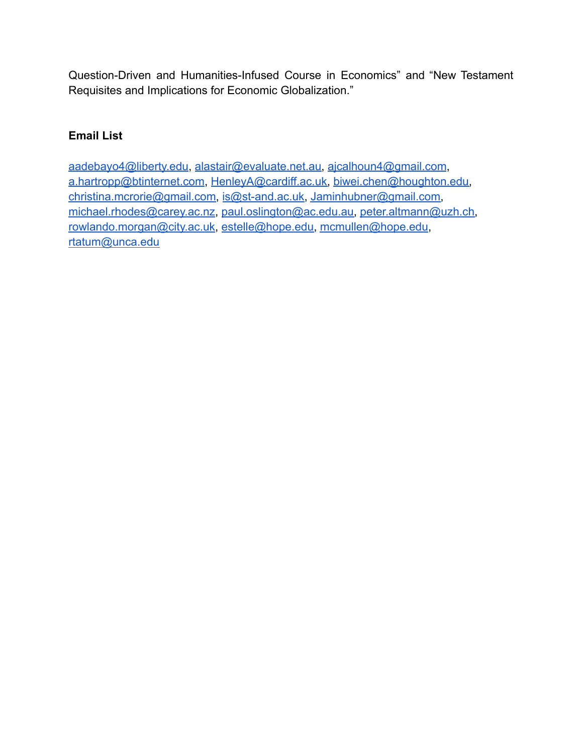Question-Driven and Humanities-Infused Course in Economics" and "New Testament Requisites and Implications for Economic Globalization."

**Email List**

aadebayo4@liberty.edu, alastair@evaluate.net.au, ajcalhoun4@gmail.com, a.hartropp@btinternet.com, HenleyA@cardiff.ac.uk, biwei.chen@houghton.edu, christina.mcrorie@gmail.com, is@st-and.ac.uk, Jaminhubner@gmail.com, michael.rhodes@carey.ac.nz, paul.oslington@ac.edu.au, peter.altmann@uzh.ch, rowlando.morgan@city.ac.uk, estelle@hope.edu, mcmullen@hope.edu, rtatum@unca.edu